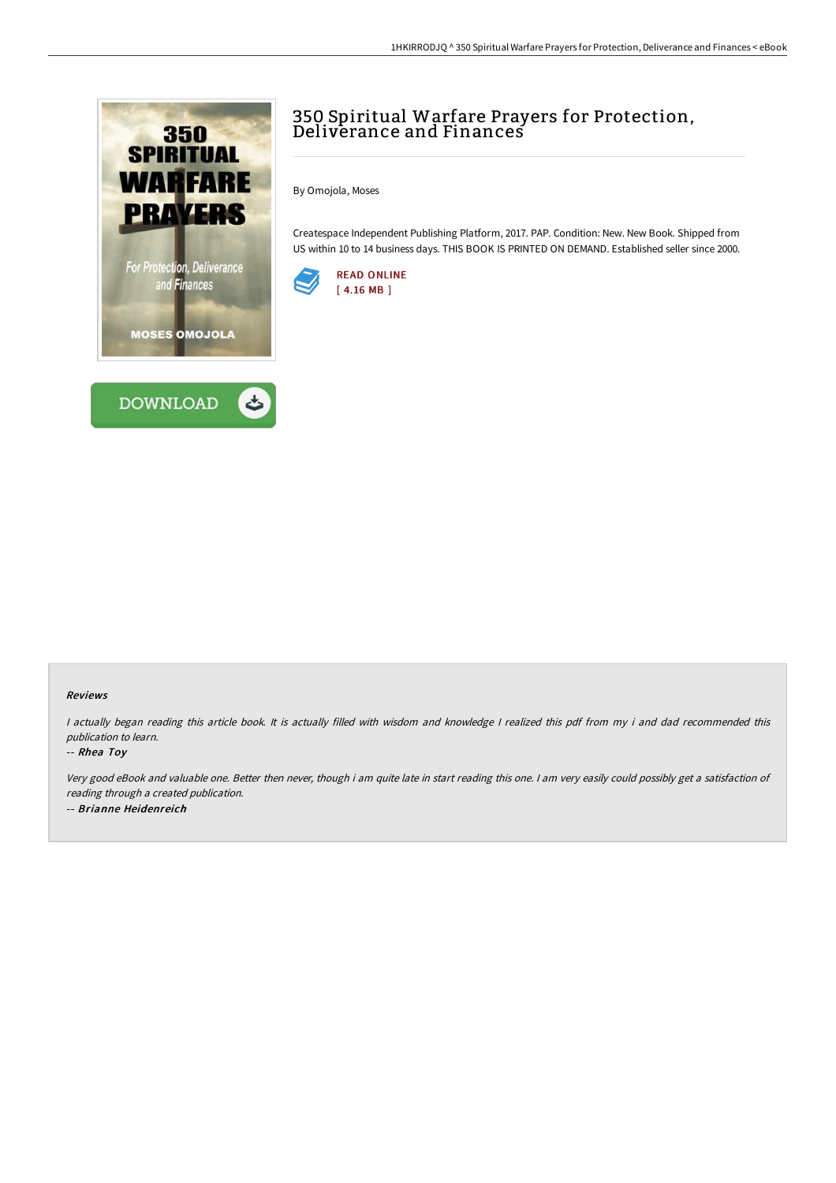# 350 Spiritual Warfare Prayers for Protection, Deliverance and Finances

By Omojola, Moses

Createspace Independent Publishing Platform, 2017. PAP. Condition: New. New Book. Shipped from US within 10 to 14 business days. THIS BOOK IS PRINTED ON DEMAND. Established seller since 2000.

READ ONLINE
[ 4.16 MB ]

DOWNLOAD

### Reviews

*I actually began reading this article book. It is actually filled with wisdom and knowledge I realized this pdf from my i and dad recommended this publication to learn.*

-- ***Rhea Toy***

*Very good eBook and valuable one. Better then never, though i am quite late in start reading this one. I am very easily could possibly get a satisfaction of reading through a created publication.*

-- ***Brianne Heidenreich***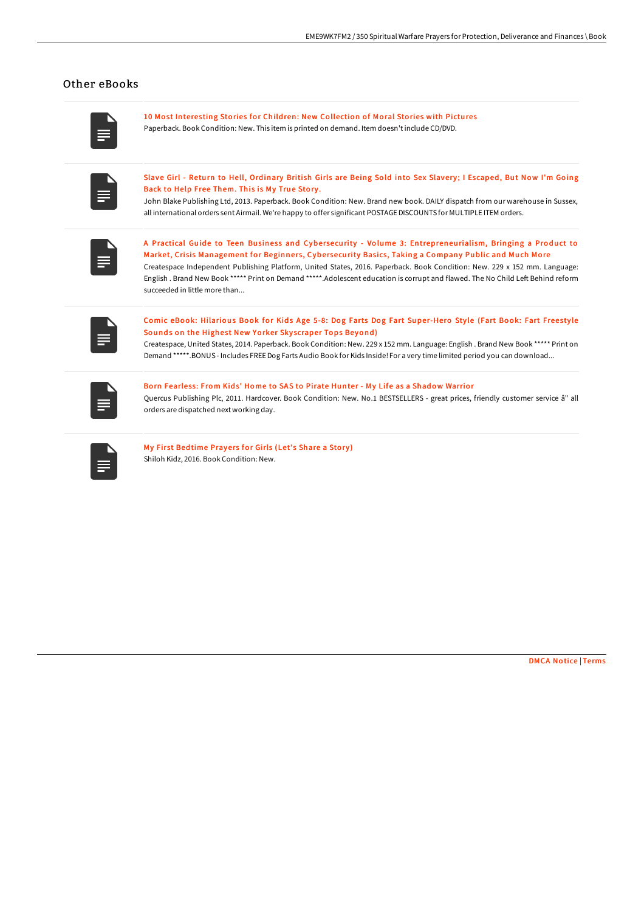## Other eBooks

**10 Most Interesting Stories for Children: New Collection of Moral Stories with Pictures**
Paperback. Book Condition: New. This item is printed on demand. Item doesn't include CD/DVD.

**Slave Girl - Return to Hell, Ordinary British Girls are Being Sold into Sex Slavery; I Escaped, But Now I'm Going Back to Help Free Them. This is My True Story.**
John Blake Publishing Ltd, 2013. Paperback. Book Condition: New. Brand new book. DAILY dispatch from our warehouse in Sussex, all international orders sent Airmail. We're happy to offer significant POSTAGE DISCOUNTS for MULTIPLE ITEM orders.

**A Practical Guide to Teen Business and Cybersecurity - Volume 3: Entrepreneurialism, Bringing a Product to Market, Crisis Management for Beginners, Cybersecurity Basics, Taking a Company Public and Much More**
Createspace Independent Publishing Platform, United States, 2016. Paperback. Book Condition: New. 229 x 152 mm. Language: English . Brand New Book ***** Print on Demand *****.Adolescent education is corrupt and flawed. The No Child Left Behind reform succeeded in little more than...

**Comic eBook: Hilarious Book for Kids Age 5-8: Dog Farts Dog Fart Super-Hero Style (Fart Book: Fart Freestyle Sounds on the Highest New Yorker Skyscraper Tops Beyond)**
Createspace, United States, 2014. Paperback. Book Condition: New. 229 x 152 mm. Language: English . Brand New Book ***** Print on Demand *****.BONUS - Includes FREE Dog Farts Audio Book for Kids Inside! For a very time limited period you can download...

**Born Fearless: From Kids' Home to SAS to Pirate Hunter - My Life as a Shadow Warrior**
Quercus Publishing Plc, 2011. Hardcover. Book Condition: New. No.1 BESTSELLERS - great prices, friendly customer service â" all orders are dispatched next working day.

**My First Bedtime Prayers for Girls (Let's Share a Story)**
Shiloh Kidz, 2016. Book Condition: New.